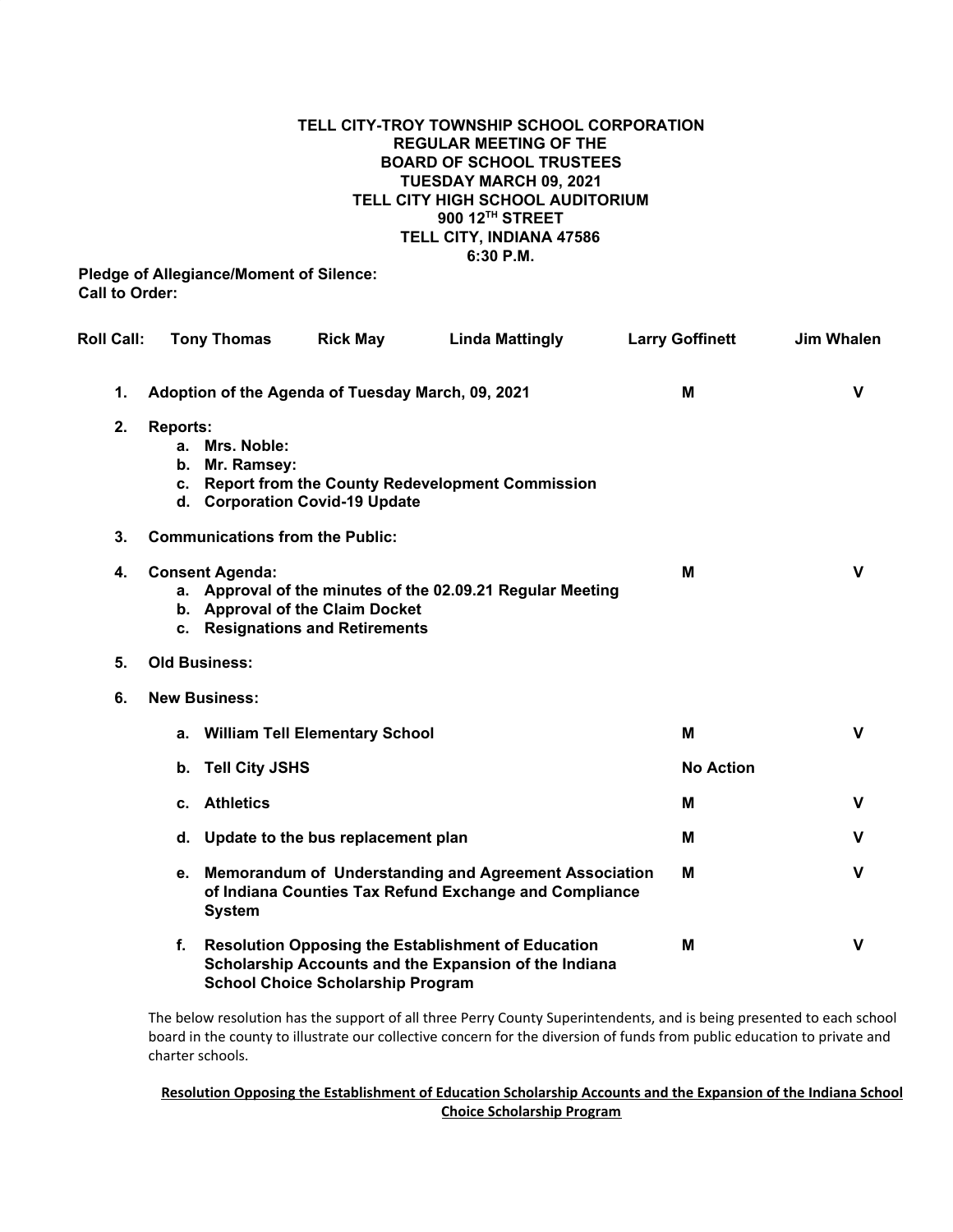**TELL CITY-TROY TOWNSHIP SCHOOL CORPORATION**
**REGULAR MEETING OF THE**
**BOARD OF SCHOOL TRUSTEES**
**TUESDAY MARCH 09, 2021**
**TELL CITY HIGH SCHOOL AUDITORIUM**
**900 12TH STREET**
**TELL CITY, INDIANA 47586**
**6:30 P.M.**

**Pledge of Allegiance/Moment of Silence:**
**Call to Order:**

**Roll Call:** **Tony Thomas** **Rick May** **Linda Mattingly** **Larry Goffinett** **Jim Whalen**

| | | | |
|---|---|---|---|
| **1.** | **Adoption of the Agenda of Tuesday March, 09, 2021** | **M** | **V** |
| **2.** | **Reports:**<br>a. **Mrs. Noble:**<br>b. **Mr. Ramsey:**<br>c. **Report from the County Redevelopment Commission**<br>d. **Corporation Covid-19 Update** | | |
| **3.** | **Communications from the Public:** | | |
| **4.** | **Consent Agenda:**<br>a. **Approval of the minutes of the 02.09.21 Regular Meeting**<br>b. **Approval of the Claim Docket**<br>c. **Resignations and Retirements** | **M** | **V** |
| **5.** | **Old Business:** | | |
| **6.** | **New Business:** | | |
| | a. **William Tell Elementary School** | **M** | **V** |
| | b. **Tell City JSHS** | **No Action** | |
| | c. **Athletics** | **M** | **V** |
| | d. **Update to the bus replacement plan** | **M** | **V** |
| | e. **Memorandum of Understanding and Agreement Association of Indiana Counties Tax Refund Exchange and Compliance System** | **M** | **V** |
| | f. **Resolution Opposing the Establishment of Education Scholarship Accounts and the Expansion of the Indiana School Choice Scholarship Program** | **M** | **V** |

The below resolution has the support of all three Perry County Superintendents, and is being presented to each school board in the county to illustrate our collective concern for the diversion of funds from public education to private and charter schools.

**Resolution Opposing the Establishment of Education Scholarship Accounts and the Expansion of the Indiana School Choice Scholarship Program**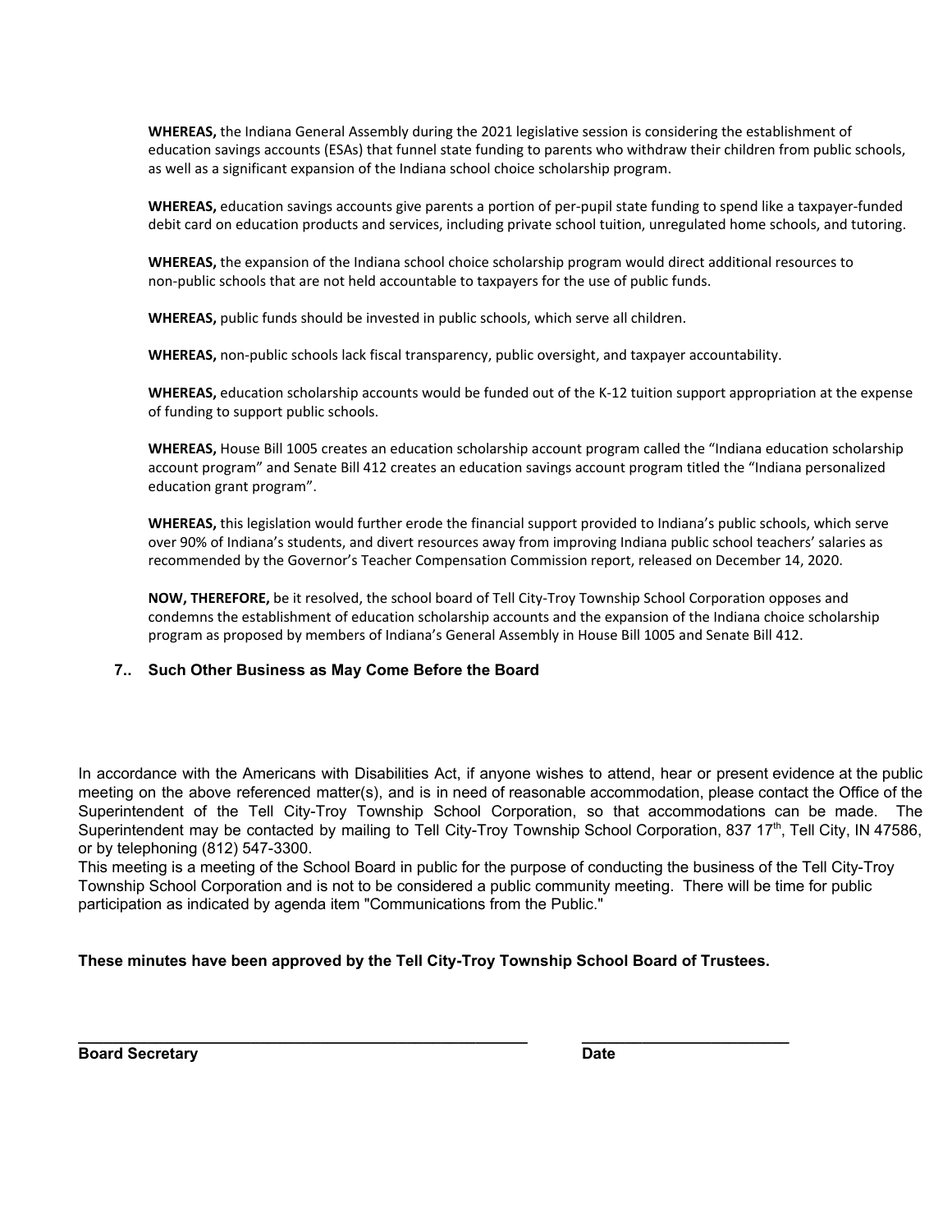**WHEREAS,** the Indiana General Assembly during the 2021 legislative session is considering the establishment of education savings accounts (ESAs) that funnel state funding to parents who withdraw their children from public schools, as well as a significant expansion of the Indiana school choice scholarship program.

**WHEREAS,** education savings accounts give parents a portion of per-pupil state funding to spend like a taxpayer-funded debit card on education products and services, including private school tuition, unregulated home schools, and tutoring.

**WHEREAS,** the expansion of the Indiana school choice scholarship program would direct additional resources to non-public schools that are not held accountable to taxpayers for the use of public funds.

**WHEREAS,** public funds should be invested in public schools, which serve all children.

**WHEREAS,** non-public schools lack fiscal transparency, public oversight, and taxpayer accountability.

**WHEREAS,** education scholarship accounts would be funded out of the K-12 tuition support appropriation at the expense of funding to support public schools.

**WHEREAS,** House Bill 1005 creates an education scholarship account program called the "Indiana education scholarship account program" and Senate Bill 412 creates an education savings account program titled the "Indiana personalized education grant program".

**WHEREAS,** this legislation would further erode the financial support provided to Indiana's public schools, which serve over 90% of Indiana's students, and divert resources away from improving Indiana public school teachers' salaries as recommended by the Governor's Teacher Compensation Commission report, released on December 14, 2020.

**NOW, THEREFORE,** be it resolved, the school board of Tell City-Troy Township School Corporation opposes and condemns the establishment of education scholarship accounts and the expansion of the Indiana choice scholarship program as proposed by members of Indiana's General Assembly in House Bill 1005 and Senate Bill 412.

**7.. Such Other Business as May Come Before the Board**

In accordance with the Americans with Disabilities Act, if anyone wishes to attend, hear or present evidence at the public meeting on the above referenced matter(s), and is in need of reasonable accommodation, please contact the Office of the Superintendent of the Tell City-Troy Township School Corporation, so that accommodations can be made. The Superintendent may be contacted by mailing to Tell City-Troy Township School Corporation, 837 17th, Tell City, IN 47586, or by telephoning (812) 547-3300.

This meeting is a meeting of the School Board in public for the purpose of conducting the business of the Tell City-Troy Township School Corporation and is not to be considered a public community meeting. There will be time for public participation as indicated by agenda item "Communications from the Public."

**These minutes have been approved by the Tell City-Troy Township School Board of Trustees.**

_______________________________________________ ________________________

**Board Secretary** **Date**